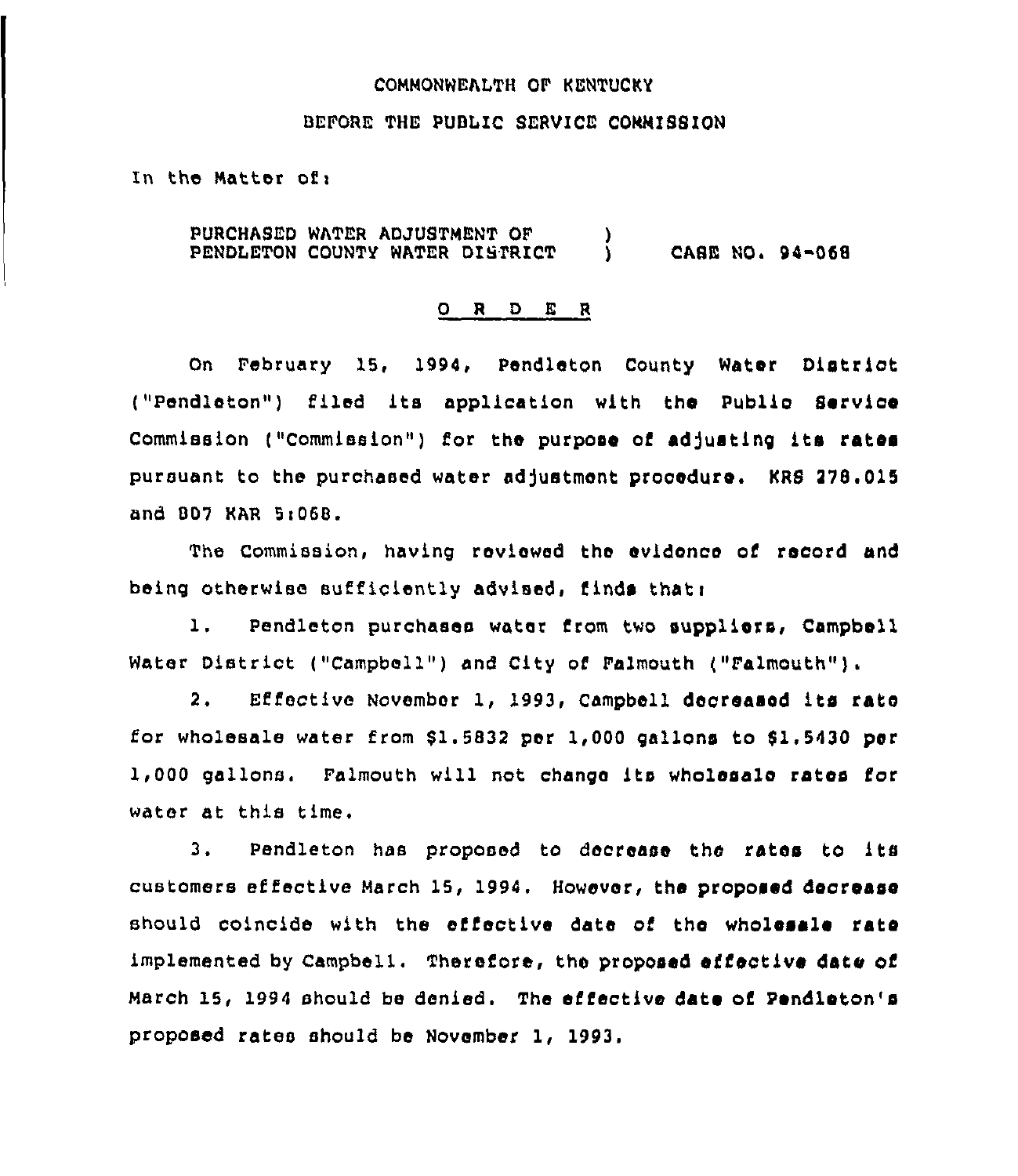COMMONWEALTH OF KENTUCKY

BEFORE THE PUBLIC SERVICE COMMISSION

In the Matter of:

PURCHASED WATER ADJUSTMENT OF PENDLETON COUNTY WATER DISTRICT ) CASE NO. 94-068

O R D E R

On February 15, 1994, Pendleton County Water District ("Pendleton") filed its application with the Public Service Commission ("Commission") for the purpose of adjusting its rates pursuant to the purchased water adjustment procedure. KRS 278.015 and 807 KAR 5:068.

The Commission, having reviewed the evidence of record and being otherwise sufficiently advised, finds that:

1. Pendleton purchases water from two suppliers, Campbell Water District ("Campbell") and City of Falmouth ("Falmouth").

2. Effective November 1, 1993, Campbell decreased its rate for wholesale water from $1.5832 per 1,000 gallons to $1.5430 per 1,000 gallons. Falmouth will not change its wholesale rates for water at this time.

3. Pendleton has proposed to decrease the rates to its customers effective March 15, 1994. However, the proposed decrease should coincide with the effective date of the wholesale rate implemented by Campbell. Therefore, the proposed effective date of March 15, 1994 should be denied. The effective date of Pendleton's proposed rates should be November 1, 1993.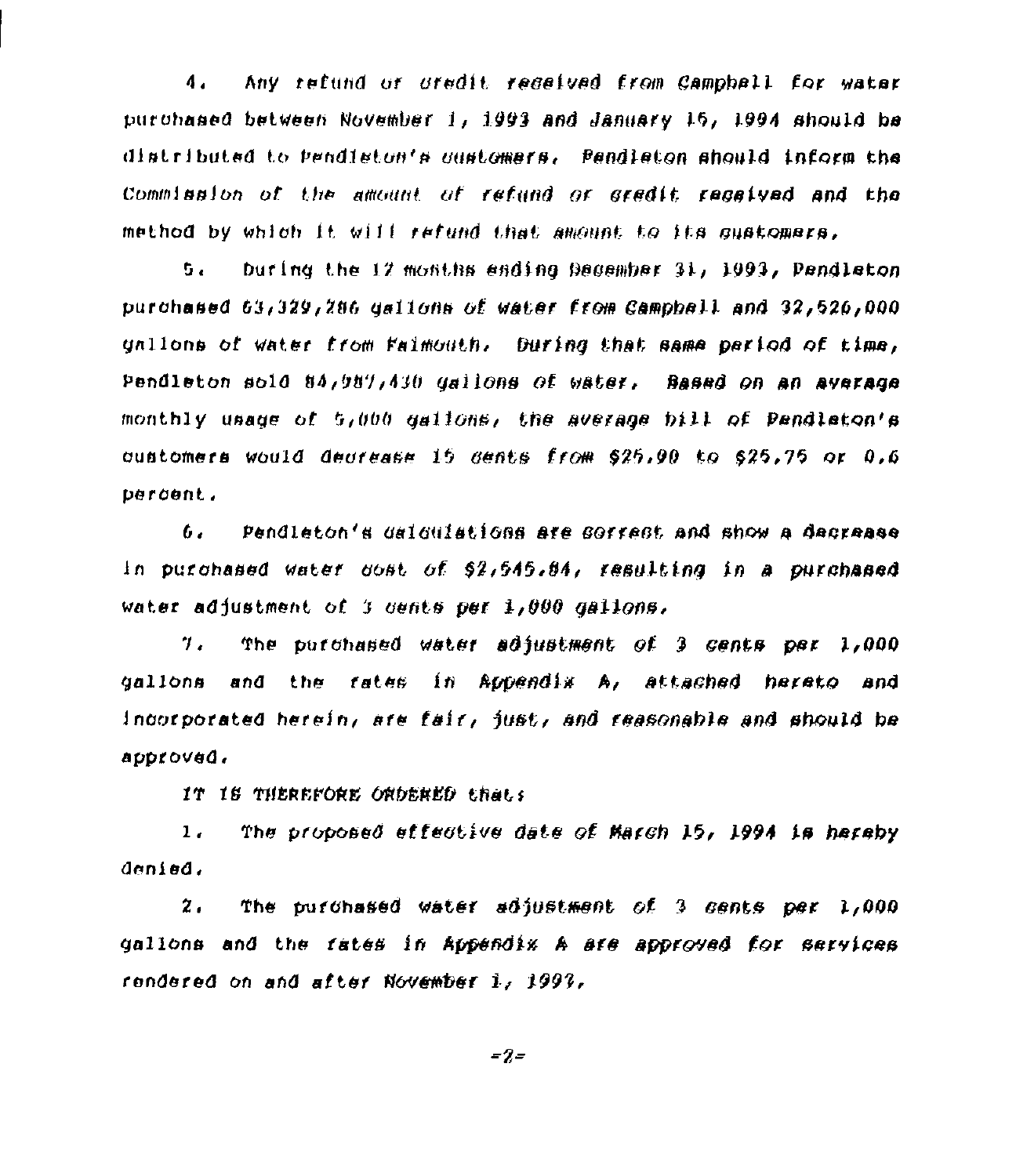4. Any refund or credit received from Campbell for water purchased between November 1, 1993 and January 16, 1994 should be distributed to Pendleton's customers. Pendleton should inform the Commission of the amount of refund or credit received and the method by which it will refund that amount to its customers.

5. During the 12 months ending December 31, 1993, Pendleton purchased 63,329,286 gallons of water from Campbell and 32,526,000 gallons of water from Falmouth. During that same period of time, Pendleton sold 84,987,430 gallons of water. Based on an average monthly usage of 5,000 gallons, the average bill of Pendleton's customers would decrease 15 cents from $25.90 to $25.75 or 0.6 percent.

6. Pendleton's calculations are correct and show a decrease in purchased water cost of $2,545.84, resulting in a purchased water adjustment of 3 cents per 1,000 gallons.

7. The purchased water adjustment of 3 cents per 1,000 gallons and the rates in Appendix A, attached hereto and incorporated herein, are fair, just, and reasonable and should be approved.

IT IS THEREFORE ORDERED that:

1. The proposed effective date of March 15, 1994 is hereby denied.

2. The purchased water adjustment of 3 cents per 1,000 gallons and the rates in Appendix A are approved for services rendered on and after November 1, 1993.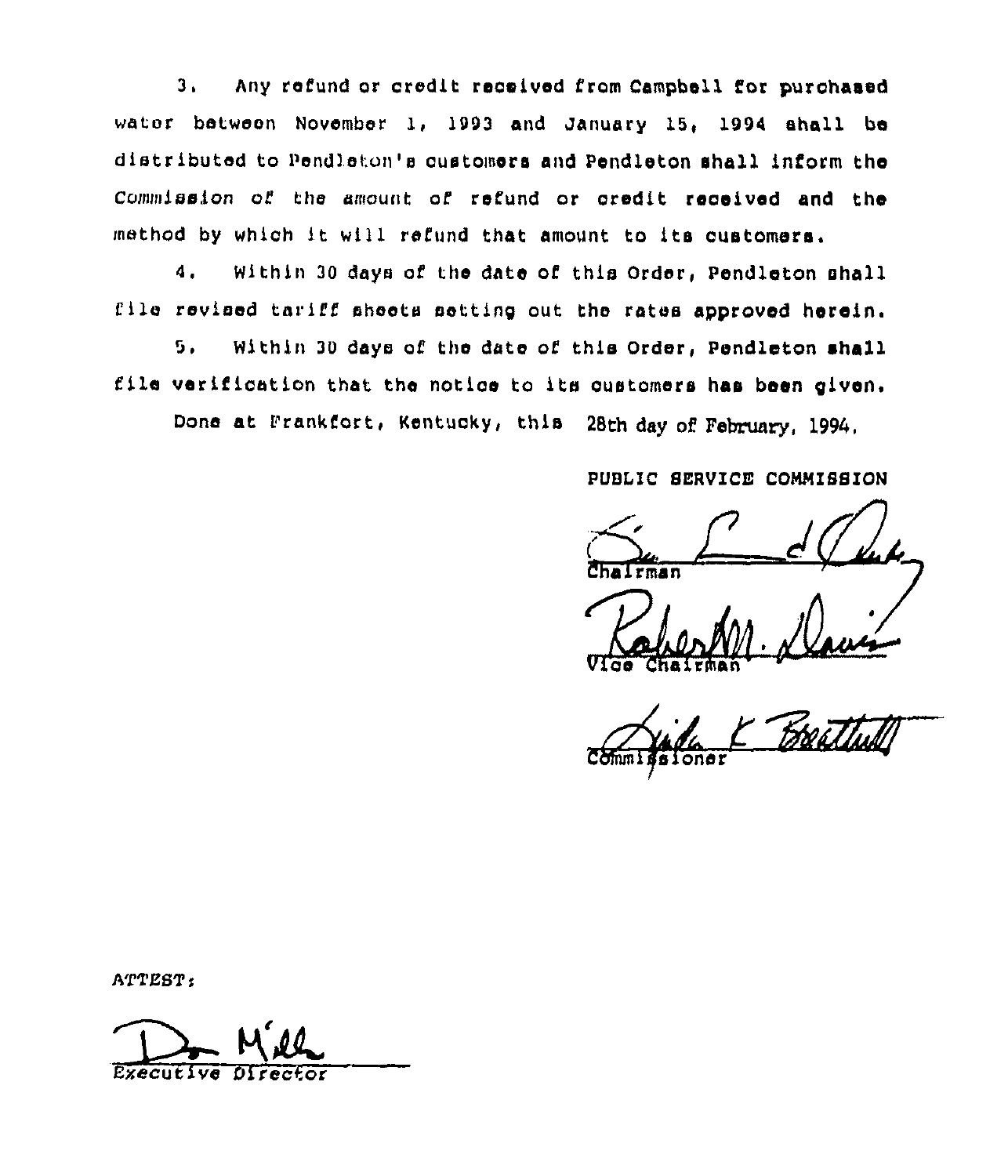3. Any refund or credit received from Campbell for purchased water between November 1, 1993 and January 15, 1994 shall be distributed to Pendleton's customers and Pendleton shall inform the Commission of the amount of refund or credit received and the method by which it will refund that amount to its customers.

4. Within 30 days of the date of this Order, Pendleton shall file revised tariff sheets setting out the rates approved herein.

5. Within 30 days of the date of this Order, Pendleton shall file verification that the notice to its customers has been given.

Done at Frankfort, Kentucky, this 28th day of February, 1994.

PUBLIC SERVICE COMMISSION

Chairman

Vice Chairman

Commissioner

ATTEST:

Executive Director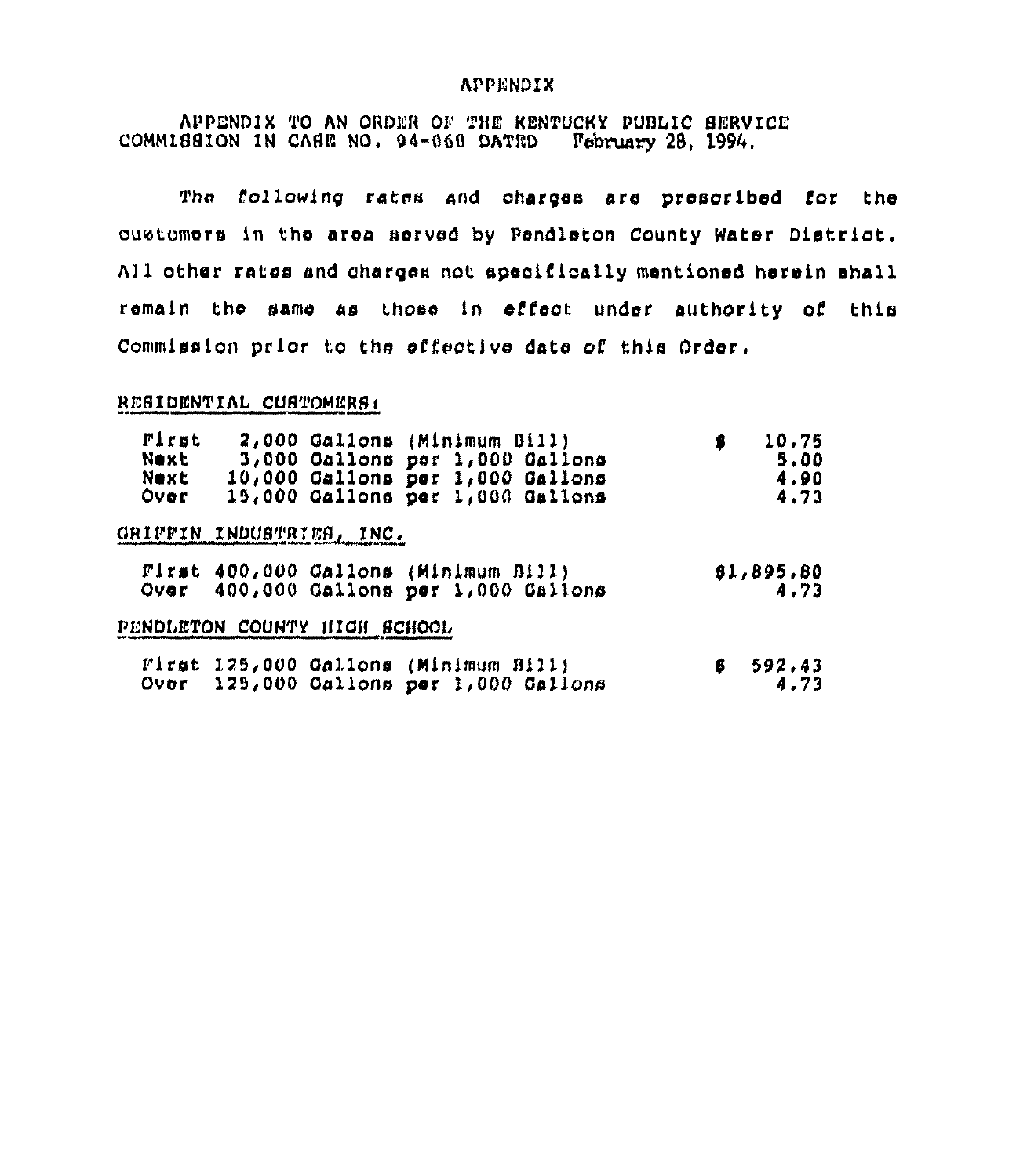# APPENDIX

APPENDIX TO AN ORDER OF THE KENTUCKY PUBLIC SERVICE COMMISSION IN CASE NO. 94-060 DATED February 28, 1994.

The following rates and charges are prescribed for the customers in the area served by Pendleton County Water District. All other rates and charges not specifically mentioned herein shall remain the same as those in effect under authority of this Commission prior to the effective date of this Order.

RESIDENTIAL CUSTOMERS:

| | | |
|---|---|---|
| First | 2,000 Gallons (Minimum Bill) | $ 10.75 |
| Next | 3,000 Gallons per 1,000 Gallons | 5.00 |
| Next | 10,000 Gallons per 1,000 Gallons | 4.90 |
| Over | 15,000 Gallons per 1,000 Gallons | 4.73 |

GRIFFIN INDUSTRIES, INC.

| | | |
|---|---|---|
| First | 400,000 Gallons (Minimum Bill) | $1,895.80 |
| Over | 400,000 Gallons per 1,000 Gallons | 4.73 |

PENDLETON COUNTY HIGH SCHOOL

| | | |
|---|---|---|
| First | 125,000 Gallons (Minimum Bill) | $ 592.43 |
| Over | 125,000 Gallons per 1,000 Gallons | 4.73 |